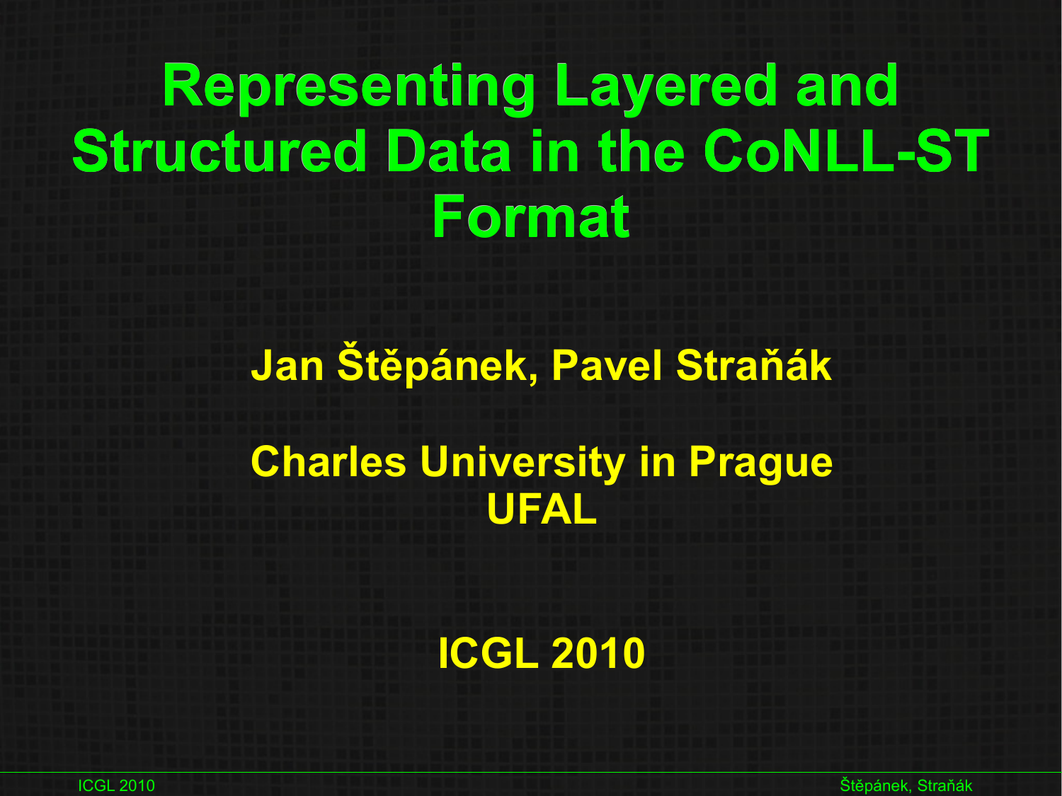# Representing Layered and Structured Data in the CoNLL-ST Format

**Jan Štěpánek, Pavel Straňák**

**Charles University in Prague**
**UFAL**

**ICGL 2010**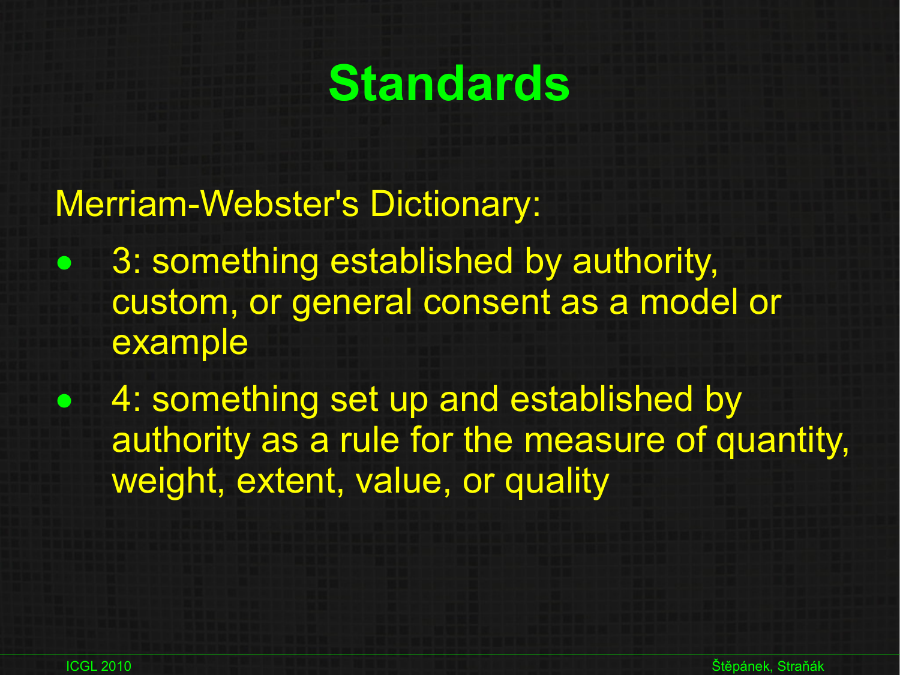# Standards

Merriam-Webster's Dictionary:

- 3: something established by authority, custom, or general consent as a model or example
- 4: something set up and established by authority as a rule for the measure of quantity, weight, extent, value, or quality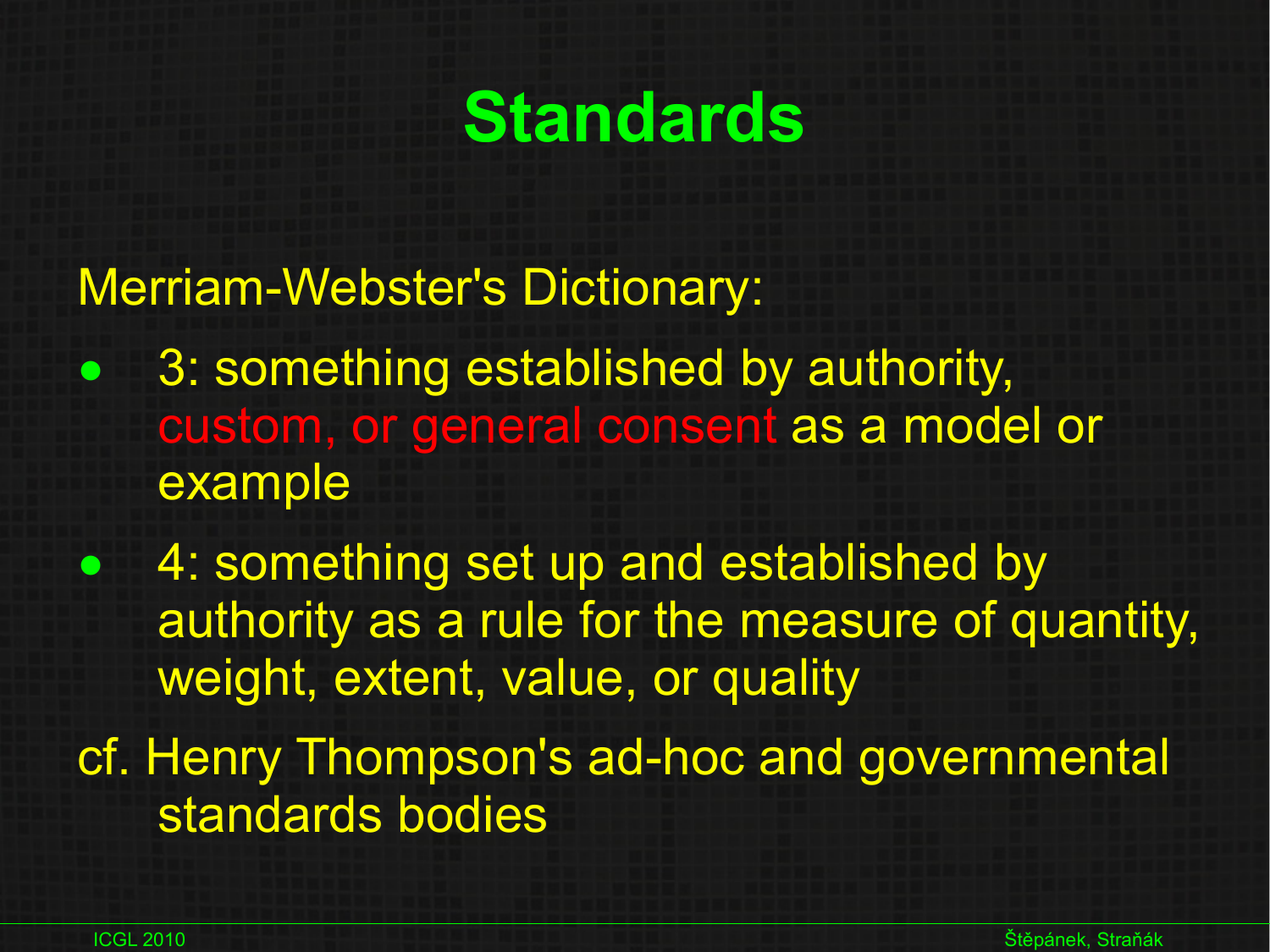# Standards

Merriam-Webster's Dictionary:

- 3: something established by authority, custom, or general consent as a model or example
- 4: something set up and established by authority as a rule for the measure of quantity, weight, extent, value, or quality

cf. Henry Thompson's ad-hoc and governmental standards bodies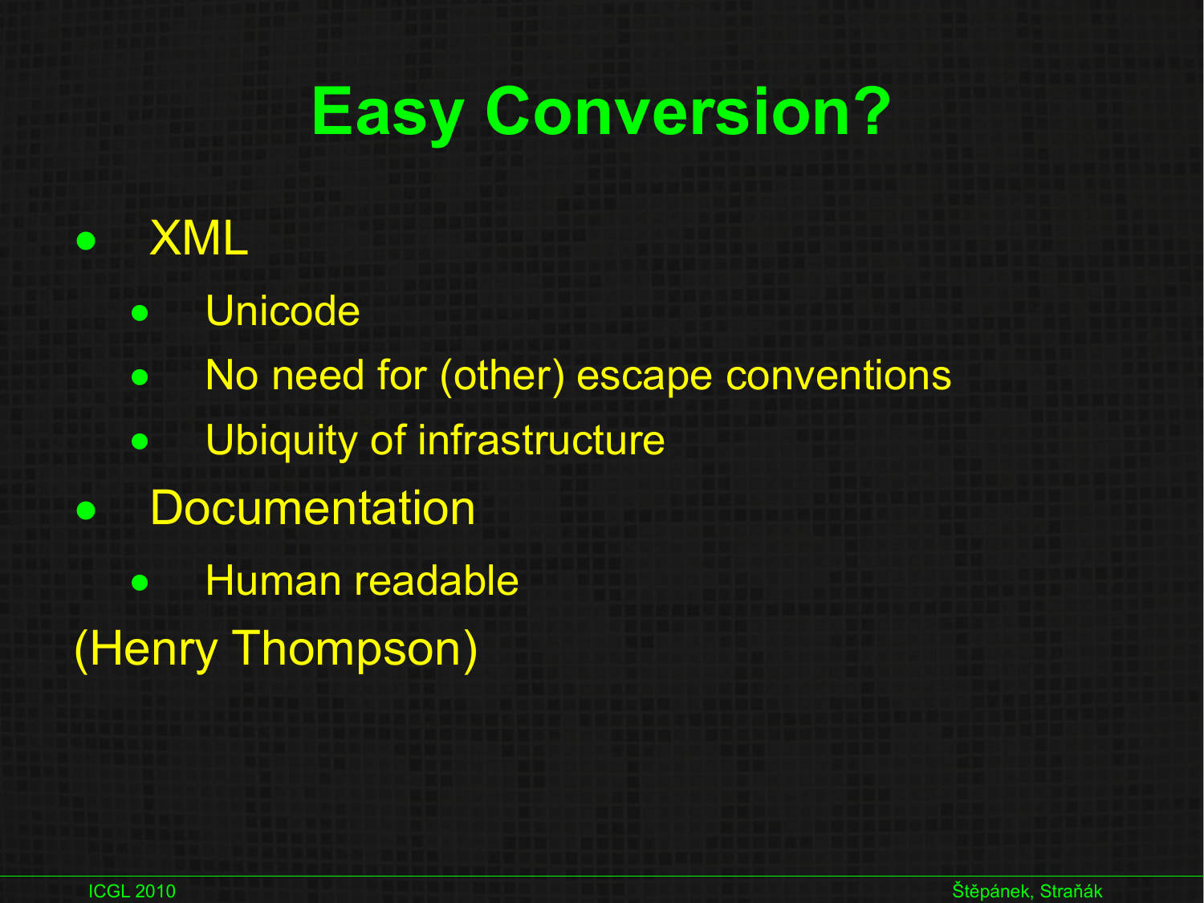# Easy Conversion?

- XML
  - Unicode
  - No need for (other) escape conventions
  - Ubiquity of infrastructure
- Documentation
  - Human readable

(Henry Thompson)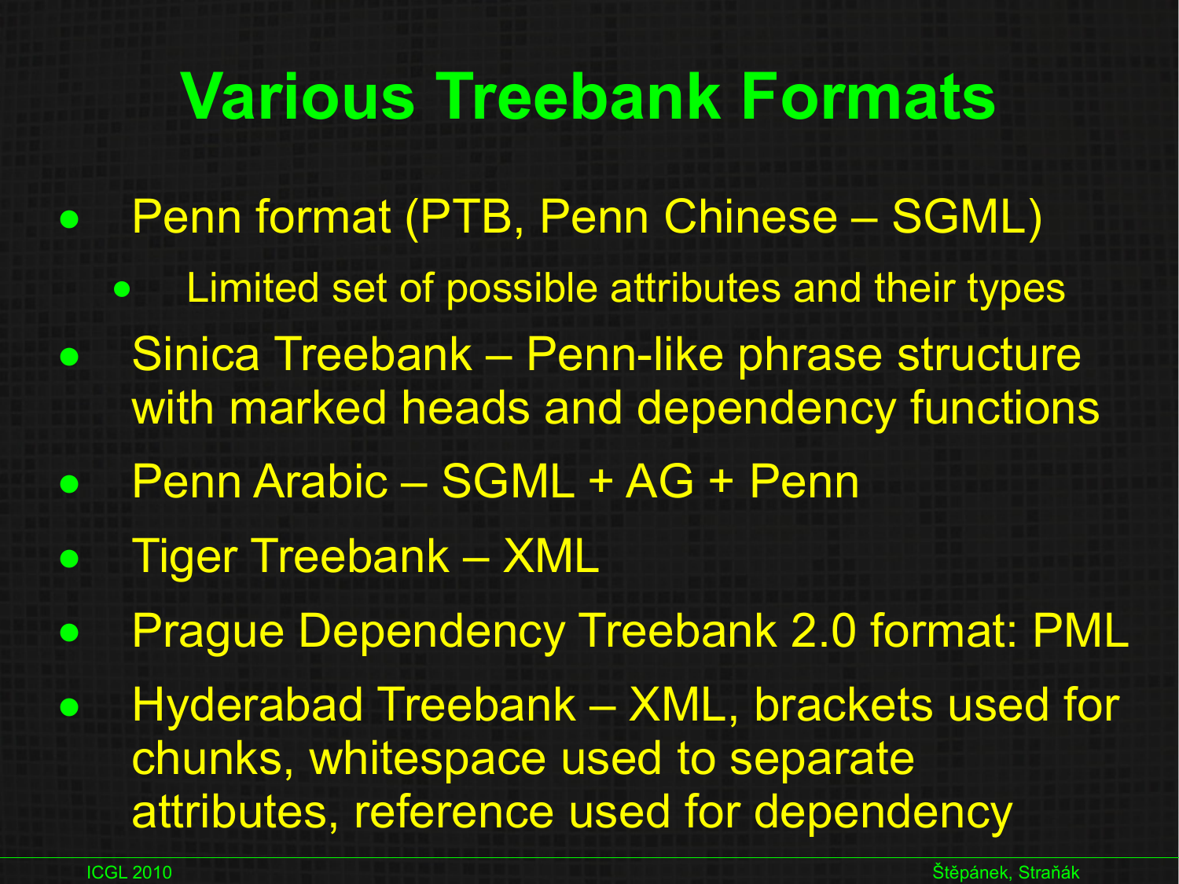# Various Treebank Formats

- Penn format (PTB, Penn Chinese – SGML)
  - Limited set of possible attributes and their types
- Sinica Treebank – Penn-like phrase structure with marked heads and dependency functions
- Penn Arabic – SGML + AG + Penn
- Tiger Treebank – XML
- Prague Dependency Treebank 2.0 format: PML
- Hyderabad Treebank – XML, brackets used for chunks, whitespace used to separate attributes, reference used for dependency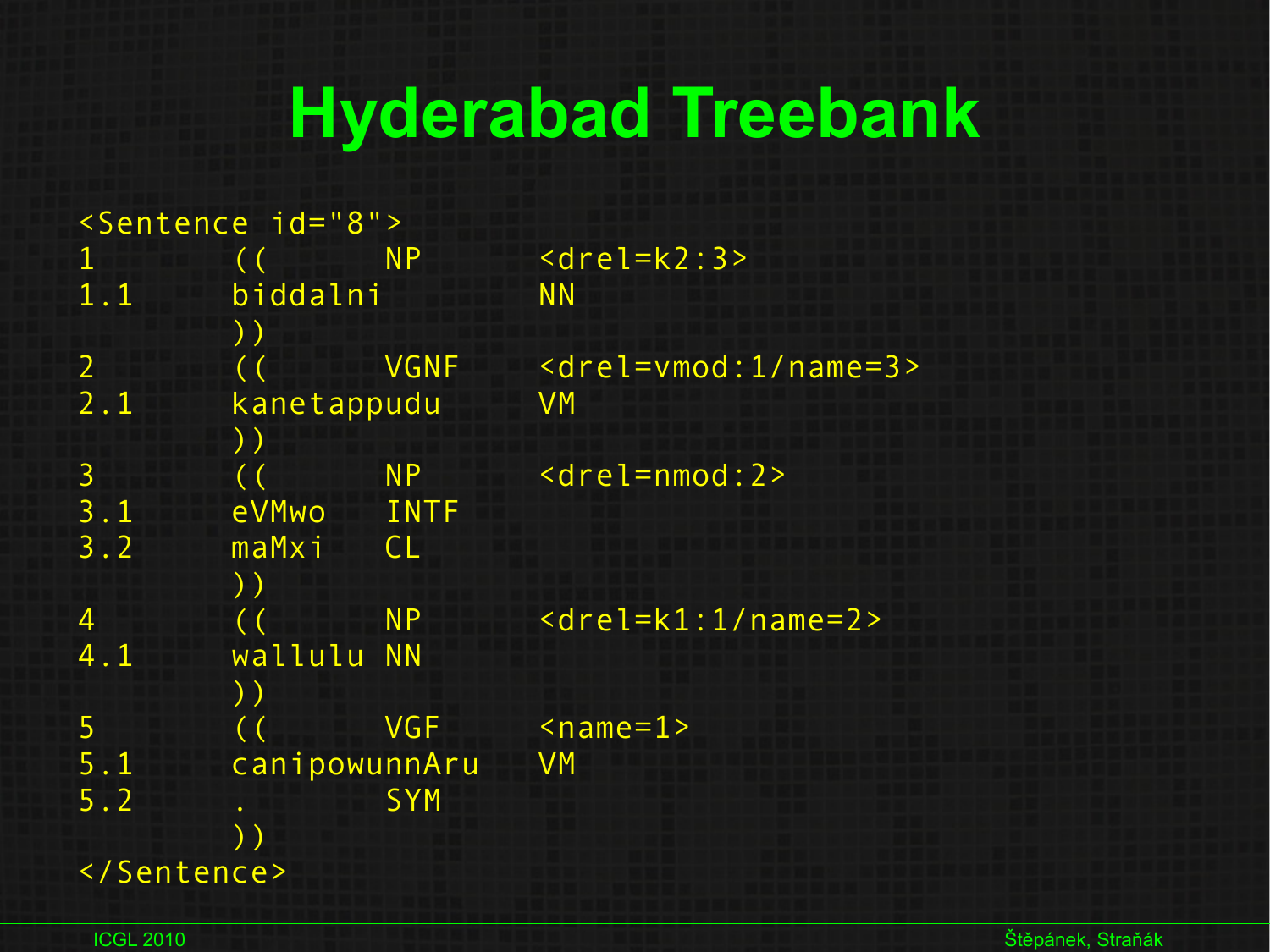# Hyderabad Treebank

```
<Sentence id="8">
1       ((        NP       <drel=k2:3>
1.1     biddalni           NN
        ))
2       ((        VGNF     <drel=vmod:1/name=3>
2.1     kanetappudu        VM
        ))
3       ((        NP       <drel=nmod:2>
3.1     eVMwo     INTF
3.2     maMxi     CL
        ))
4       ((        NP       <drel=k1:1/name=2>
4.1     wallulu   NN
        ))
5       ((        VGF      <name=1>
5.1     canipowunnAru      VM
5.2     .         SYM
        ))
</Sentence>
```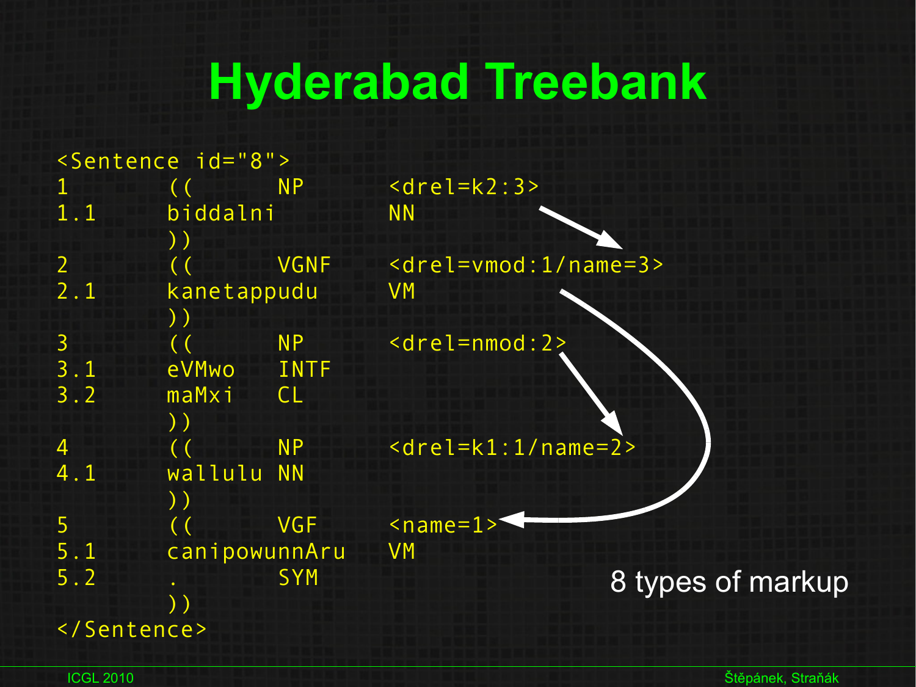# Hyderabad Treebank

```
<Sentence id="8">
1       ((      NP      <drel=k2:3>
1.1     biddalni        NN
        ))
2       ((      VGNF    <drel=vmod:1/name=3>
2.1     kanetappudu     VM
        ))
3       ((      NP      <drel=nmod:2>
3.1     eVMwo   INTF
3.2     maMxi   CL
        ))
4       ((      NP      <drel=k1:1/name=2>
4.1     wallulu NN
        ))
5       ((      VGF     <name=1>
5.1     canipowunnAru   VM
5.2     .       SYM
        ))
</Sentence>
```

8 types of markup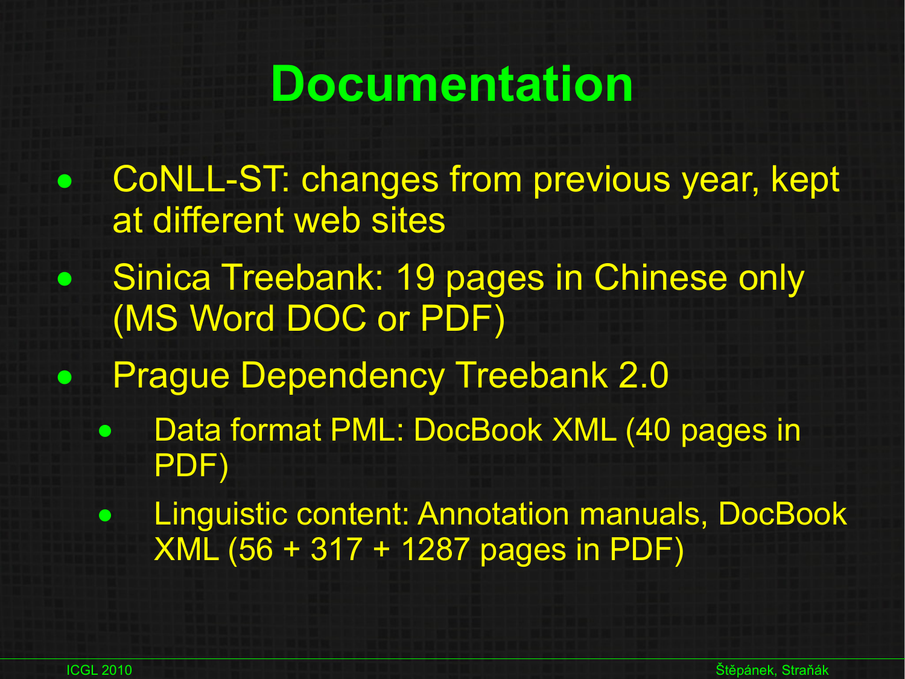# Documentation

- CoNLL-ST: changes from previous year, kept at different web sites
- Sinica Treebank: 19 pages in Chinese only (MS Word DOC or PDF)
- Prague Dependency Treebank 2.0
  - Data format PML: DocBook XML (40 pages in PDF)
  - Linguistic content: Annotation manuals, DocBook XML (56 + 317 + 1287 pages in PDF)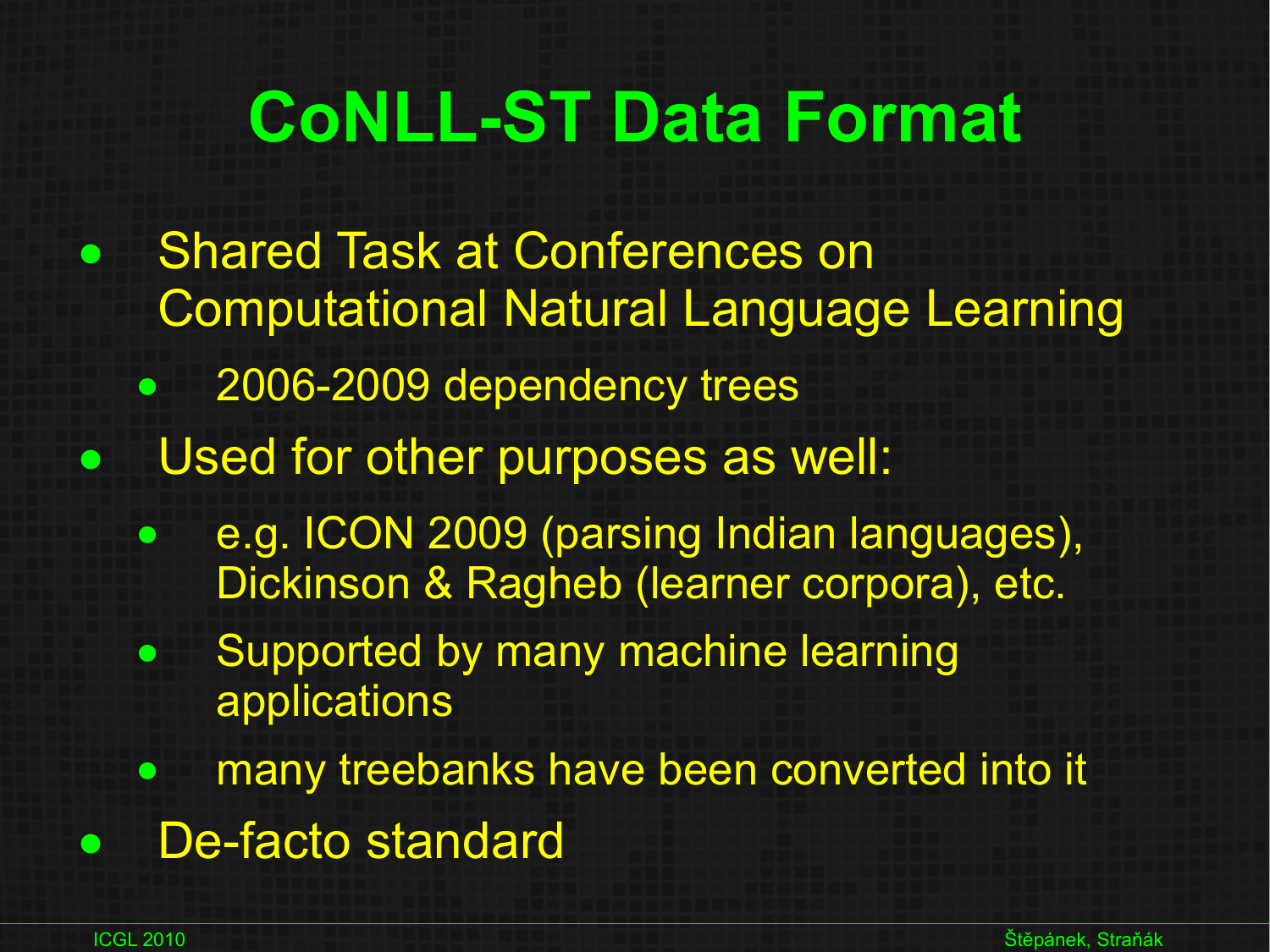# CoNLL-ST Data Format

- Shared Task at Conferences on Computational Natural Language Learning
  - 2006-2009 dependency trees
- Used for other purposes as well:
  - e.g. ICON 2009 (parsing Indian languages), Dickinson & Ragheb (learner corpora), etc.
  - Supported by many machine learning applications
  - many treebanks have been converted into it
- De-facto standard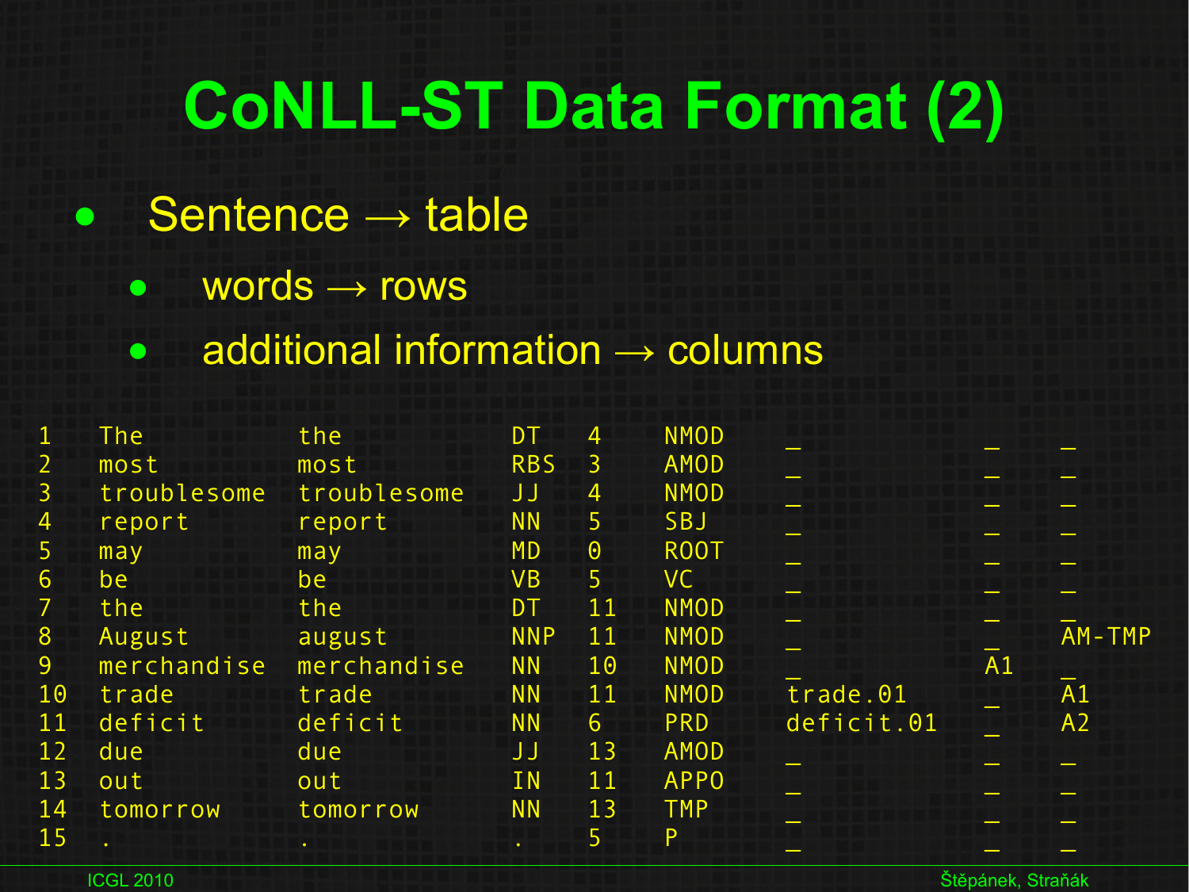# CoNLL-ST Data Format (2)

- Sentence → table
  - words → rows
  - additional information → columns

| | | | | | | | | |
|---|---|---|---|---|---|---|---|---|
| 1 | The | the | DT | 4 | NMOD | _ | _ | _ |
| 2 | most | most | RBS | 3 | AMOD | _ | _ | _ |
| 3 | troublesome | troublesome | JJ | 4 | NMOD | _ | _ | _ |
| 4 | report | report | NN | 5 | SBJ | _ | _ | _ |
| 5 | may | may | MD | 0 | ROOT | _ | _ | _ |
| 6 | be | be | VB | 5 | VC | _ | _ | _ |
| 7 | the | the | DT | 11 | NMOD | _ | _ | _ |
| 8 | August | august | NNP | 11 | NMOD | _ | _ | AM-TMP |
| 9 | merchandise | merchandise | NN | 10 | NMOD | _ | A1 | _ |
| 10 | trade | trade | NN | 11 | NMOD | trade.01 | _ | A1 |
| 11 | deficit | deficit | NN | 6 | PRD | deficit.01 | _ | A2 |
| 12 | due | due | JJ | 13 | AMOD | _ | _ | _ |
| 13 | out | out | IN | 11 | APPO | _ | _ | _ |
| 14 | tomorrow | tomorrow | NN | 13 | TMP | _ | _ | _ |
| 15 | . | . | . | 5 | P | _ | _ | _ |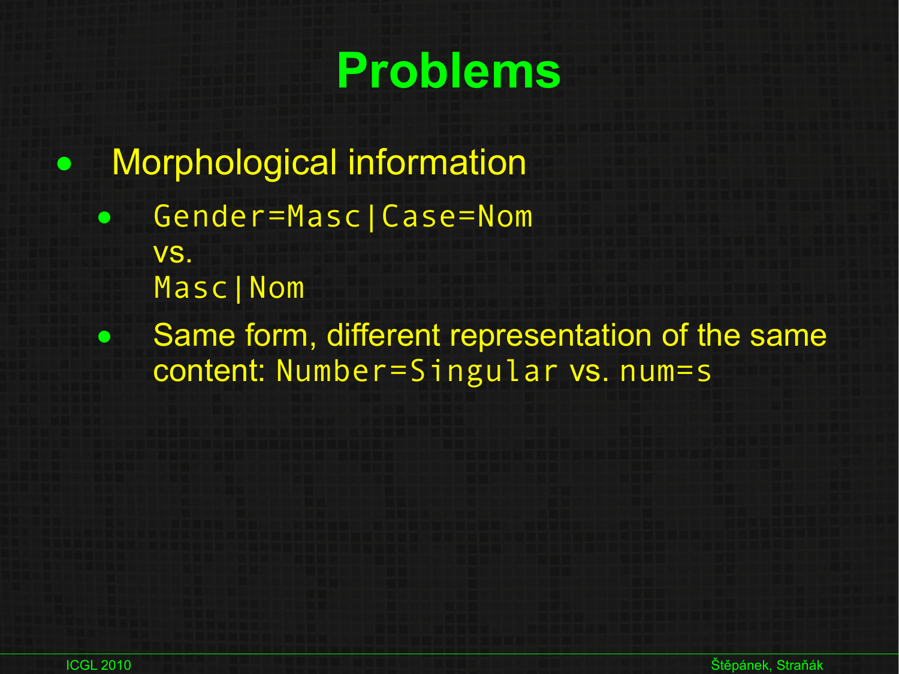# Problems

- Morphological information
  - `Gender=Masc|Case=Nom`
    vs.
    `Masc|Nom`
  - Same form, different representation of the same content: `Number=Singular` vs. `num=s`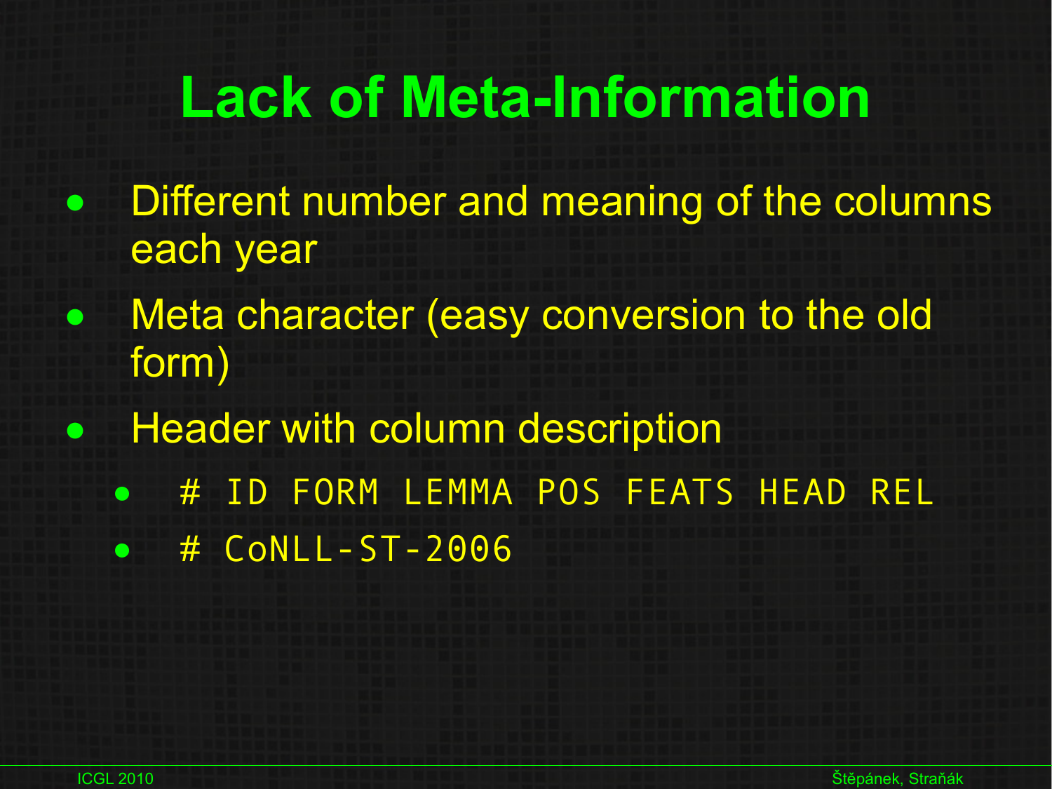# Lack of Meta-Information

- Different number and meaning of the columns each year
- Meta character (easy conversion to the old form)
- Header with column description
  - `# ID FORM LEMMA POS FEATS HEAD REL`
  - `# CoNLL-ST-2006`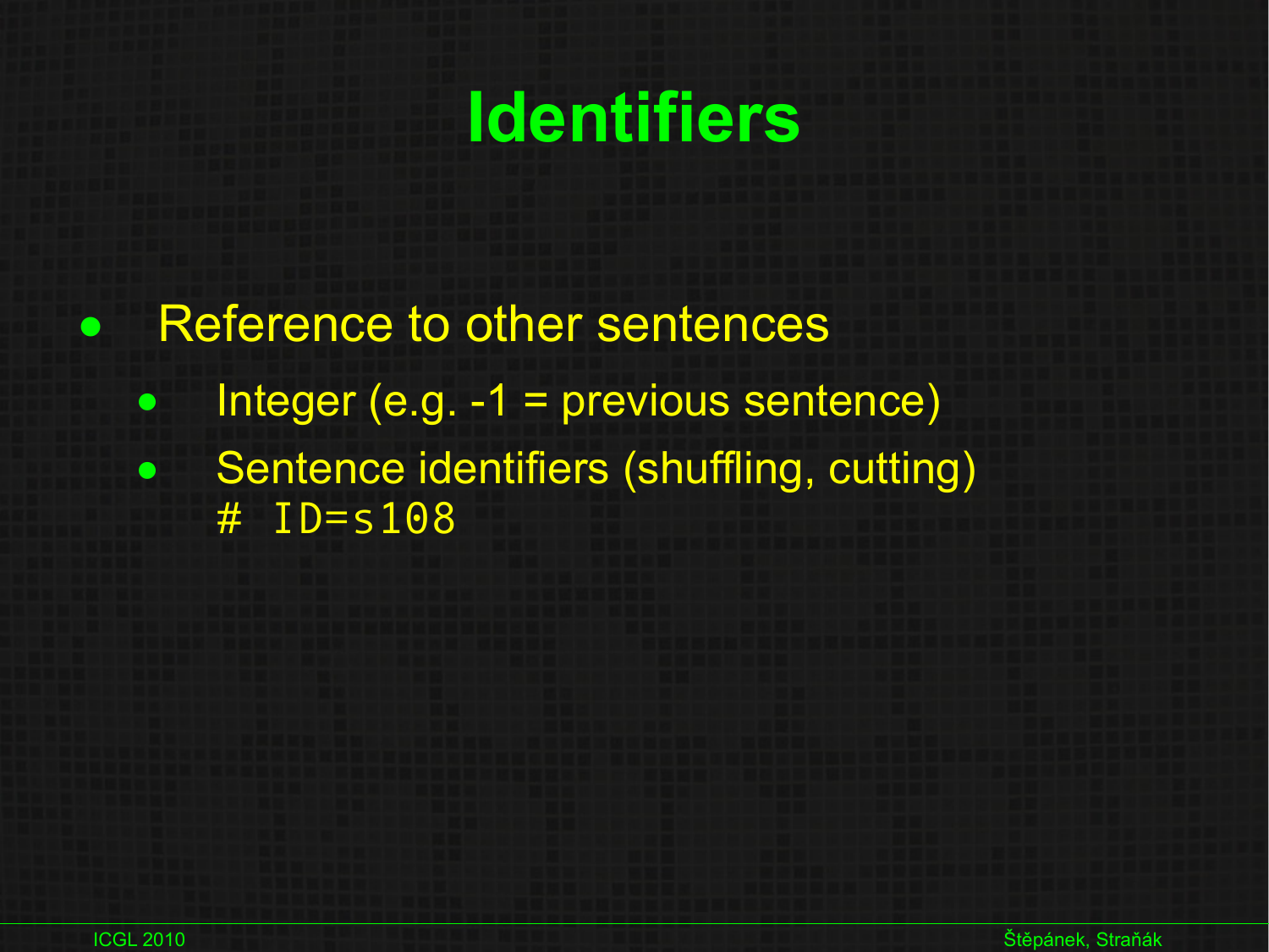# Identifiers

- Reference to other sentences
  - Integer (e.g. -1 = previous sentence)
  - Sentence identifiers (shuffling, cutting)
    `# ID=s108`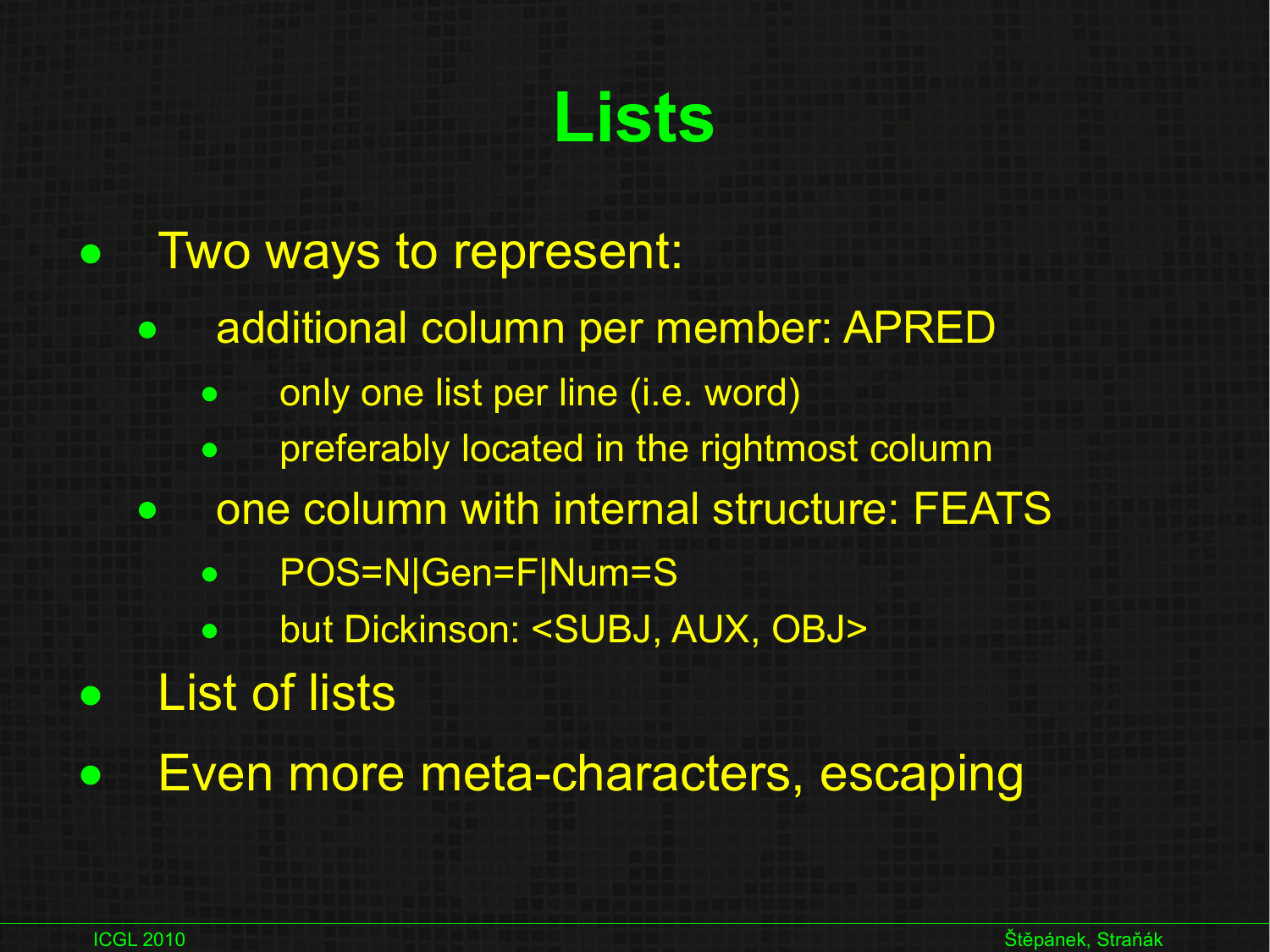# Lists

- Two ways to represent:
  - additional column per member: APRED
    - only one list per line (i.e. word)
    - preferably located in the rightmost column
  - one column with internal structure: FEATS
    - POS=N|Gen=F|Num=S
    - but Dickinson: <SUBJ, AUX, OBJ>
- List of lists
- Even more meta-characters, escaping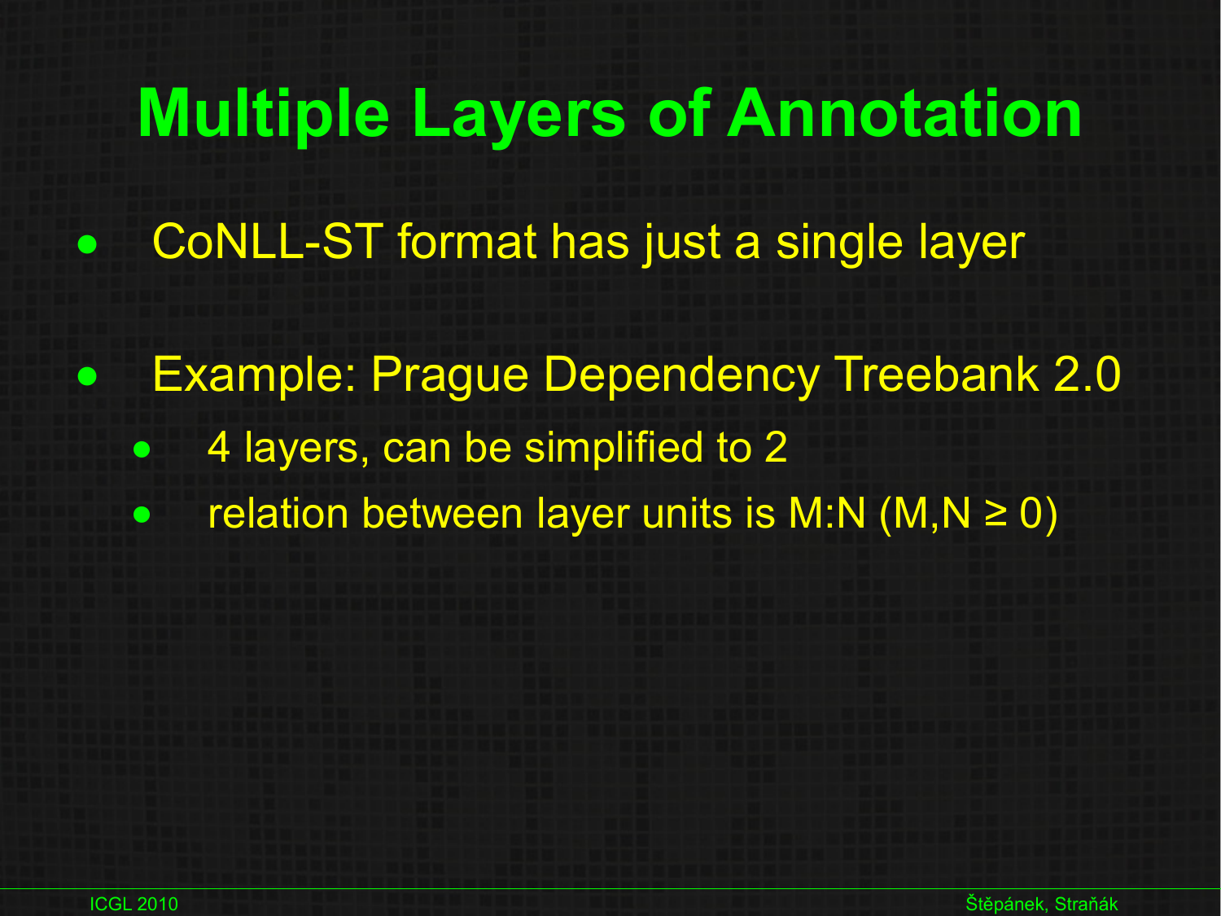# Multiple Layers of Annotation

- CoNLL-ST format has just a single layer
- Example: Prague Dependency Treebank 2.0
  - 4 layers, can be simplified to 2
  - relation between layer units is M:N ($M,N \geq 0$)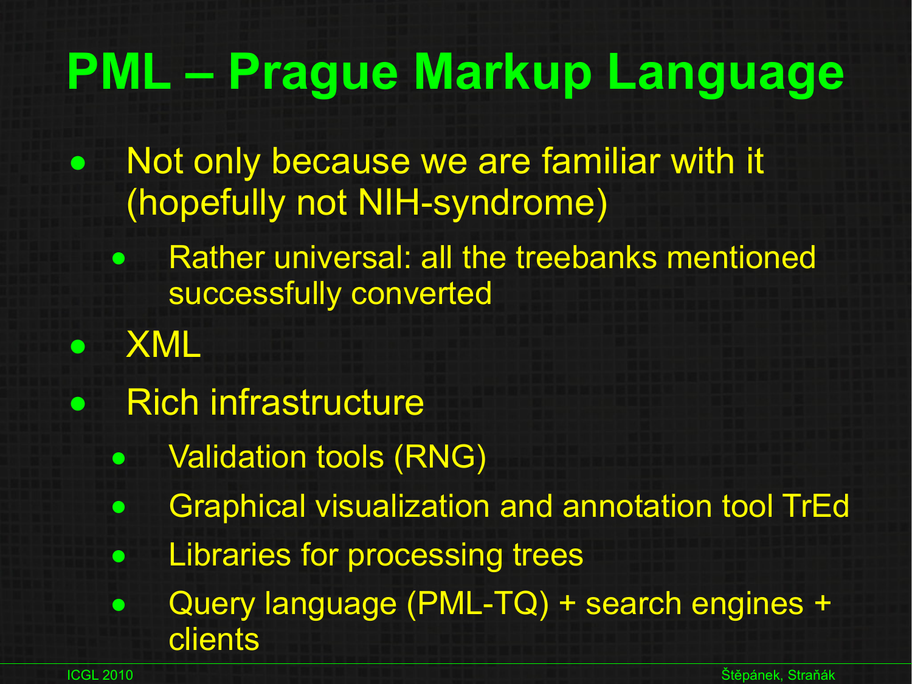# PML – Prague Markup Language

- Not only because we are familiar with it (hopefully not NIH-syndrome)
  - Rather universal: all the treebanks mentioned successfully converted
- XML
- Rich infrastructure
  - Validation tools (RNG)
  - Graphical visualization and annotation tool TrEd
  - Libraries for processing trees
  - Query language (PML-TQ) + search engines + clients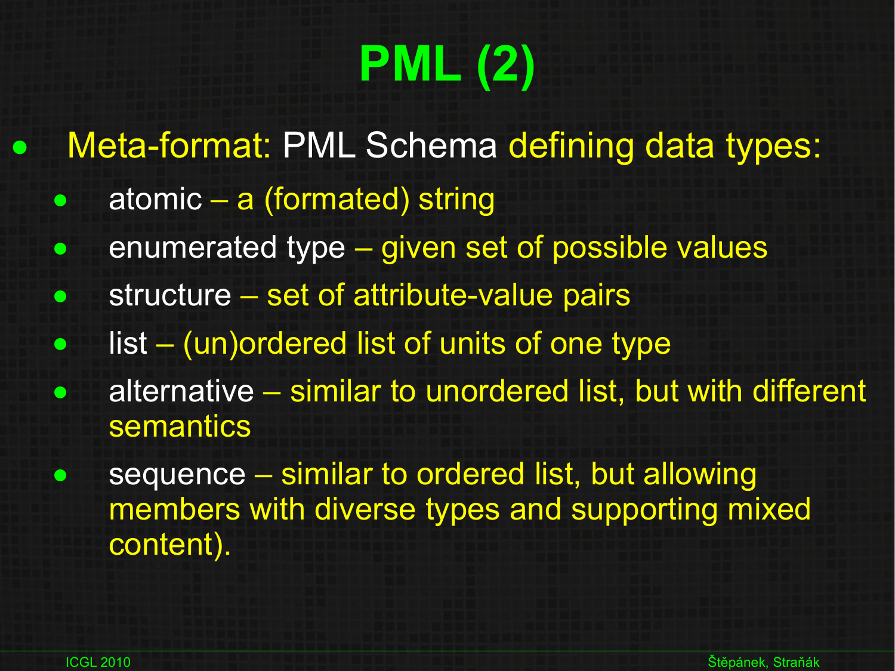# PML (2)

- Meta-format: PML Schema defining data types:
  - atomic – a (formated) string
  - enumerated type – given set of possible values
  - structure – set of attribute-value pairs
  - list – (un)ordered list of units of one type
  - alternative – similar to unordered list, but with different semantics
  - sequence – similar to ordered list, but allowing members with diverse types and supporting mixed content).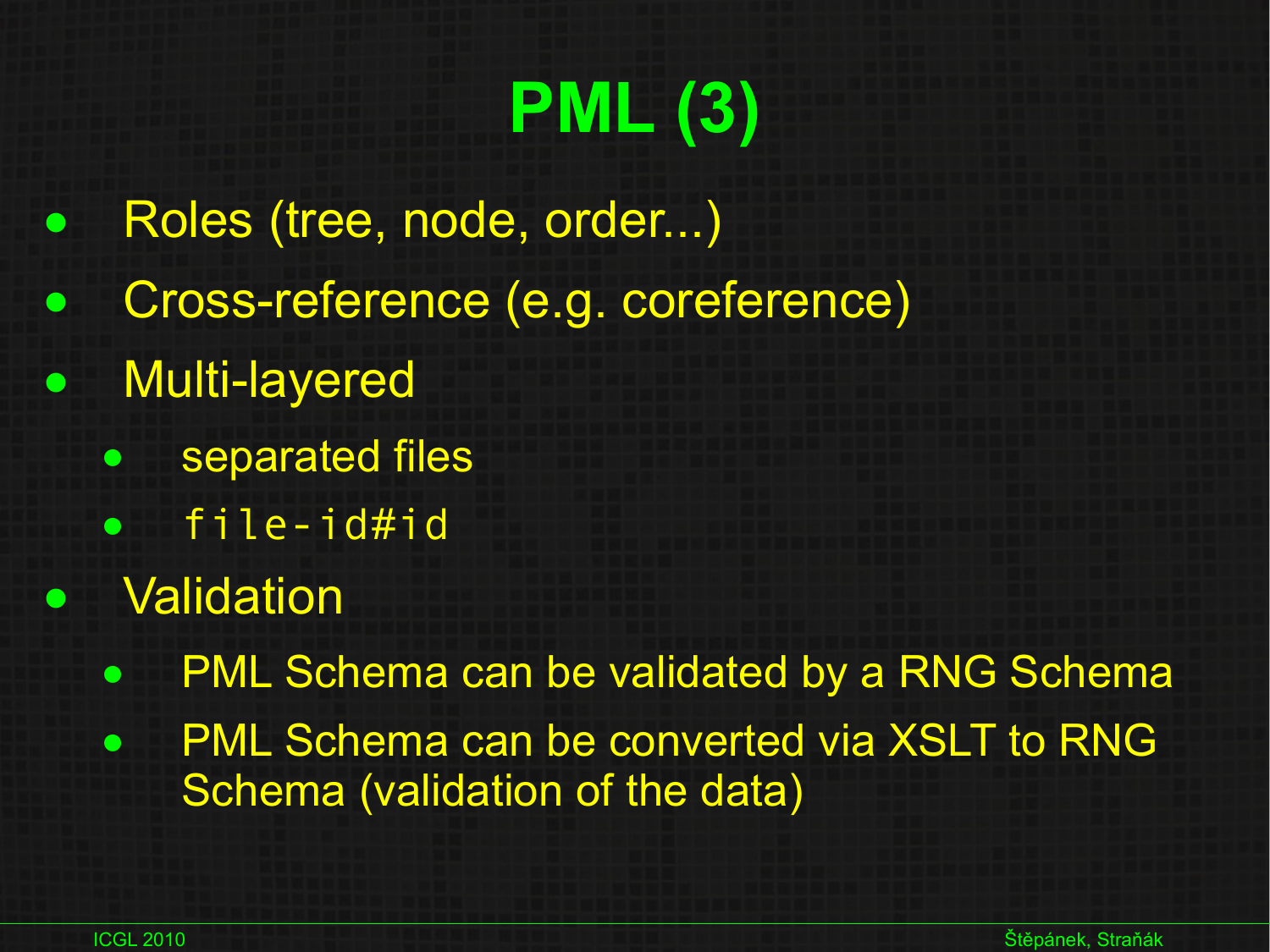# PML (3)

- Roles (tree, node, order...)
- Cross-reference (e.g. coreference)
- Multi-layered
  - separated files
  - `file-id#id`
- Validation
  - PML Schema can be validated by a RNG Schema
  - PML Schema can be converted via XSLT to RNG Schema (validation of the data)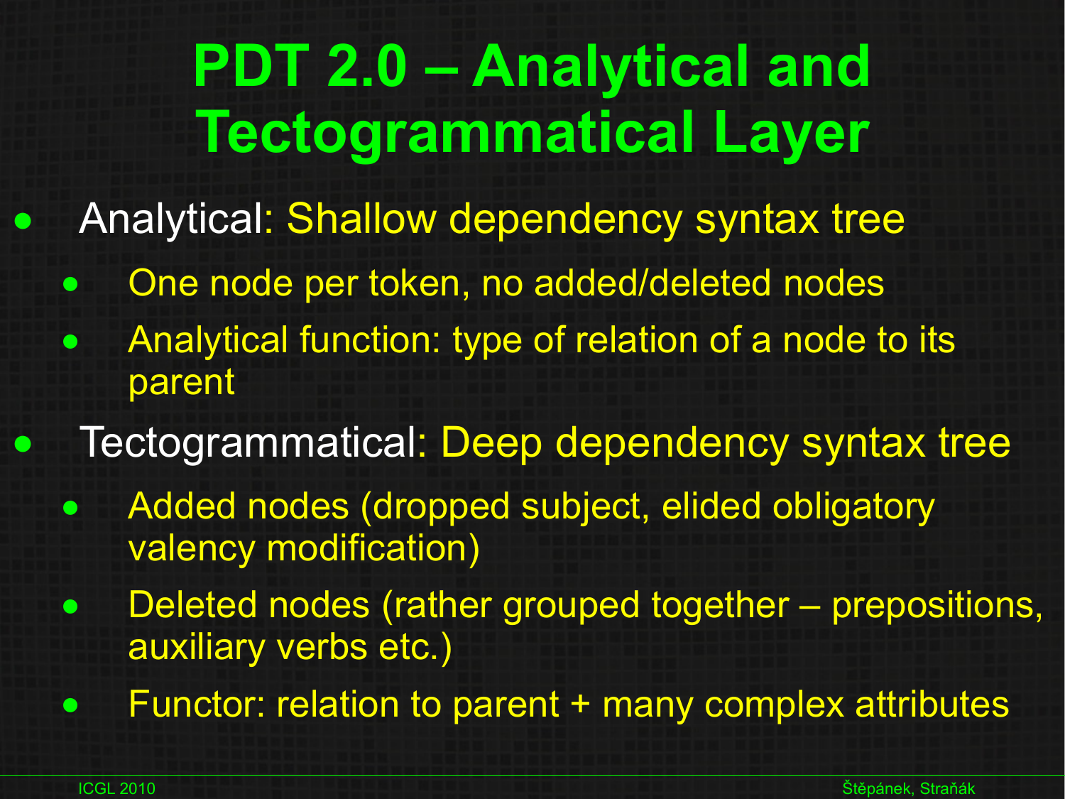# PDT 2.0 – Analytical and Tectogrammatical Layer

- Analytical: Shallow dependency syntax tree
  - One node per token, no added/deleted nodes
  - Analytical function: type of relation of a node to its parent
- Tectogrammatical: Deep dependency syntax tree
  - Added nodes (dropped subject, elided obligatory valency modification)
  - Deleted nodes (rather grouped together – prepositions, auxiliary verbs etc.)
  - Functor: relation to parent + many complex attributes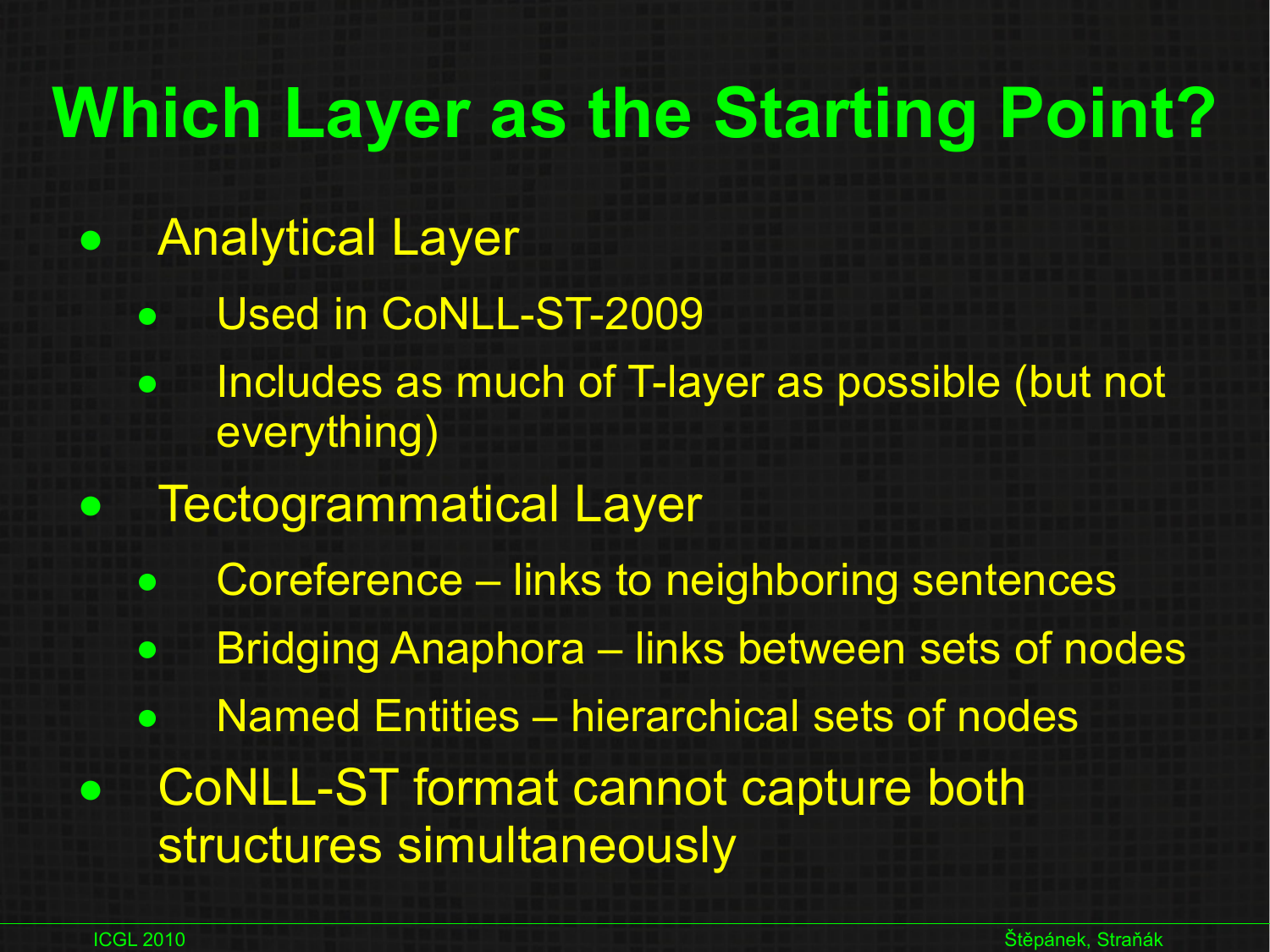# Which Layer as the Starting Point?

- Analytical Layer
  - Used in CoNLL-ST-2009
  - Includes as much of T-layer as possible (but not everything)
- Tectogrammatical Layer
  - Coreference – links to neighboring sentences
  - Bridging Anaphora – links between sets of nodes
  - Named Entities – hierarchical sets of nodes
- CoNLL-ST format cannot capture both structures simultaneously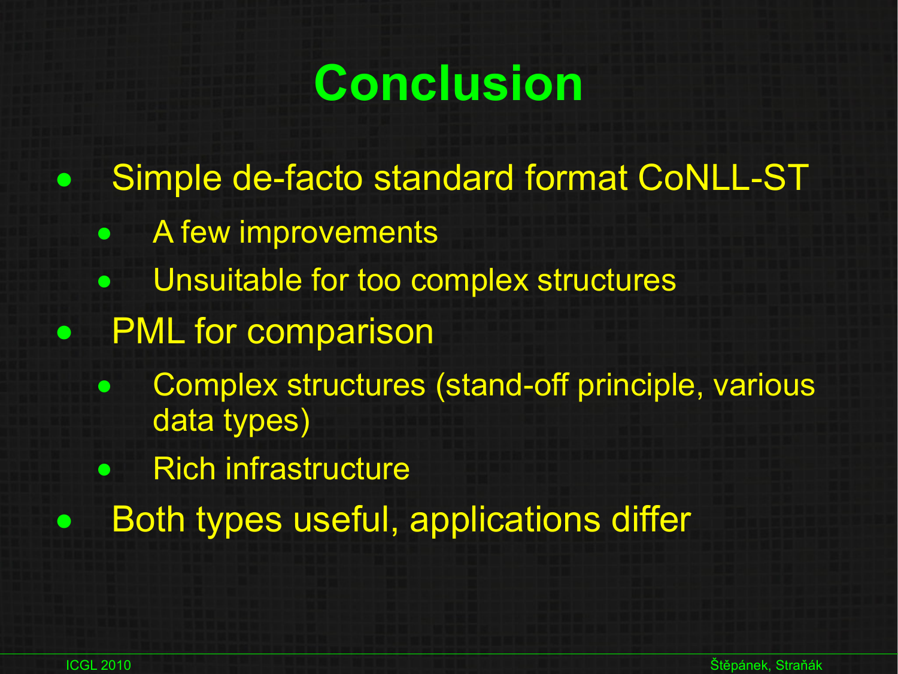# Conclusion

- Simple de-facto standard format CoNLL-ST
  - A few improvements
  - Unsuitable for too complex structures
- PML for comparison
  - Complex structures (stand-off principle, various data types)
  - Rich infrastructure
- Both types useful, applications differ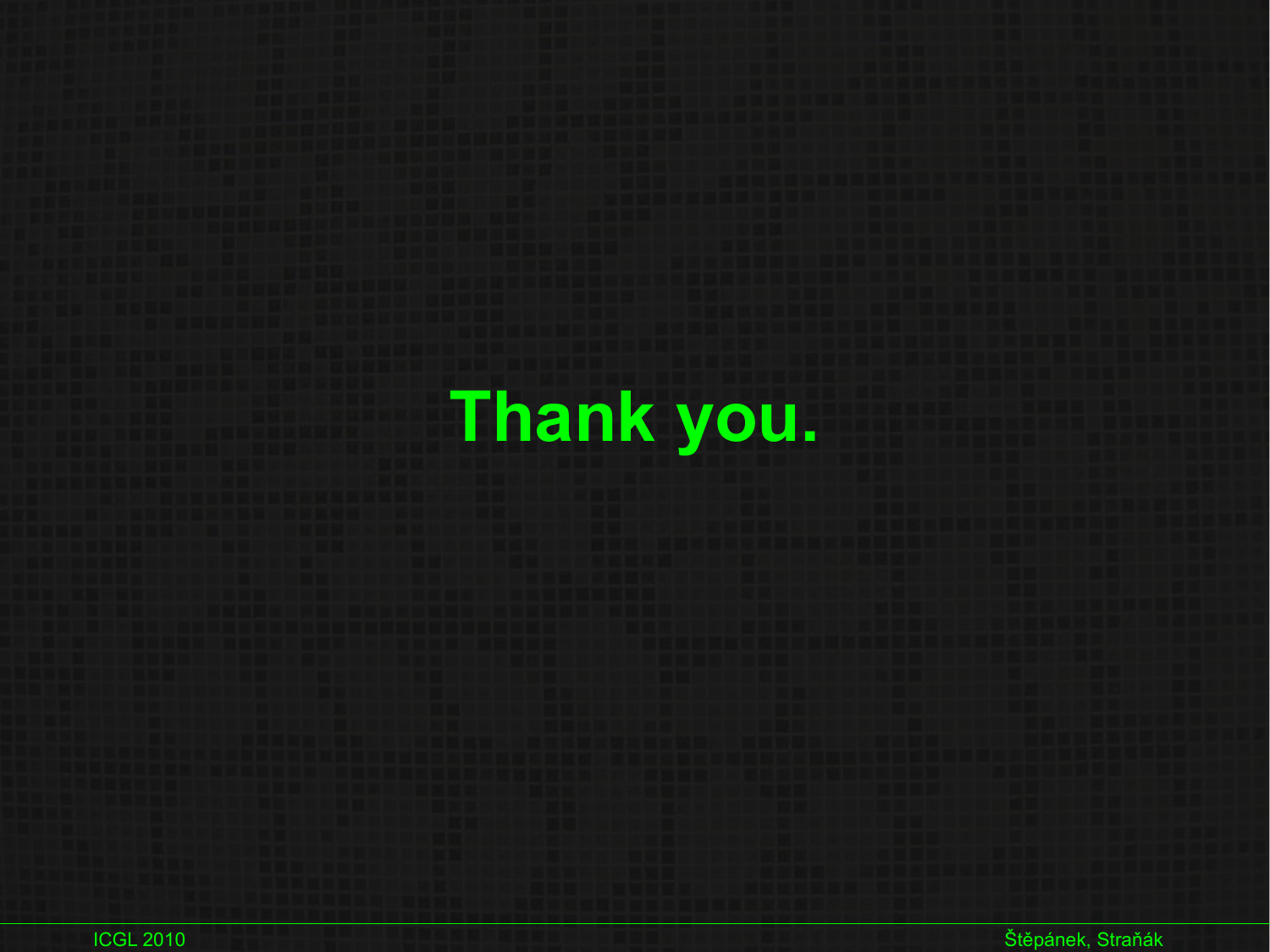# Thank you.